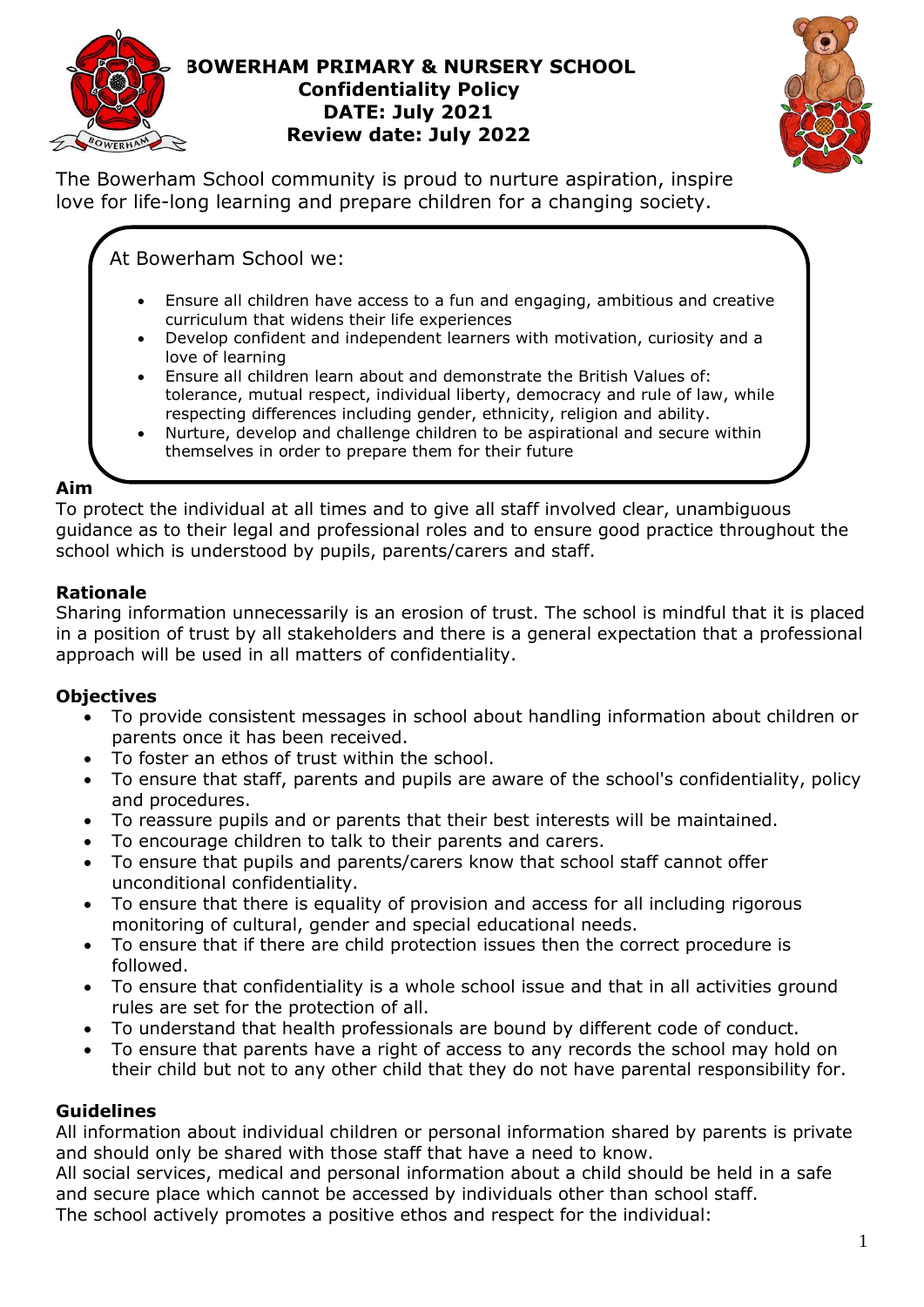# BOWERHAM PRIMARY & NURSERY SCHOOL
## Confidentiality Policy
**DATE: July 2021**
**Review date: July 2022**

The Bowerham School community is proud to nurture aspiration, inspire love for life-long learning and prepare children for a changing society.

At Bowerham School we:

- Ensure all children have access to a fun and engaging, ambitious and creative curriculum that widens their life experiences
- Develop confident and independent learners with motivation, curiosity and a love of learning
- Ensure all children learn about and demonstrate the British Values of: tolerance, mutual respect, individual liberty, democracy and rule of law, while respecting differences including gender, ethnicity, religion and ability.
- Nurture, develop and challenge children to be aspirational and secure within themselves in order to prepare them for their future

### Aim
To protect the individual at all times and to give all staff involved clear, unambiguous guidance as to their legal and professional roles and to ensure good practice throughout the school which is understood by pupils, parents/carers and staff.

### Rationale
Sharing information unnecessarily is an erosion of trust. The school is mindful that it is placed in a position of trust by all stakeholders and there is a general expectation that a professional approach will be used in all matters of confidentiality.

### Objectives
- To provide consistent messages in school about handling information about children or parents once it has been received.
- To foster an ethos of trust within the school.
- To ensure that staff, parents and pupils are aware of the school's confidentiality, policy and procedures.
- To reassure pupils and or parents that their best interests will be maintained.
- To encourage children to talk to their parents and carers.
- To ensure that pupils and parents/carers know that school staff cannot offer unconditional confidentiality.
- To ensure that there is equality of provision and access for all including rigorous monitoring of cultural, gender and special educational needs.
- To ensure that if there are child protection issues then the correct procedure is followed.
- To ensure that confidentiality is a whole school issue and that in all activities ground rules are set for the protection of all.
- To understand that health professionals are bound by different code of conduct.
- To ensure that parents have a right of access to any records the school may hold on their child but not to any other child that they do not have parental responsibility for.

### Guidelines
All information about individual children or personal information shared by parents is private and should only be shared with those staff that have a need to know.
All social services, medical and personal information about a child should be held in a safe and secure place which cannot be accessed by individuals other than school staff.
The school actively promotes a positive ethos and respect for the individual: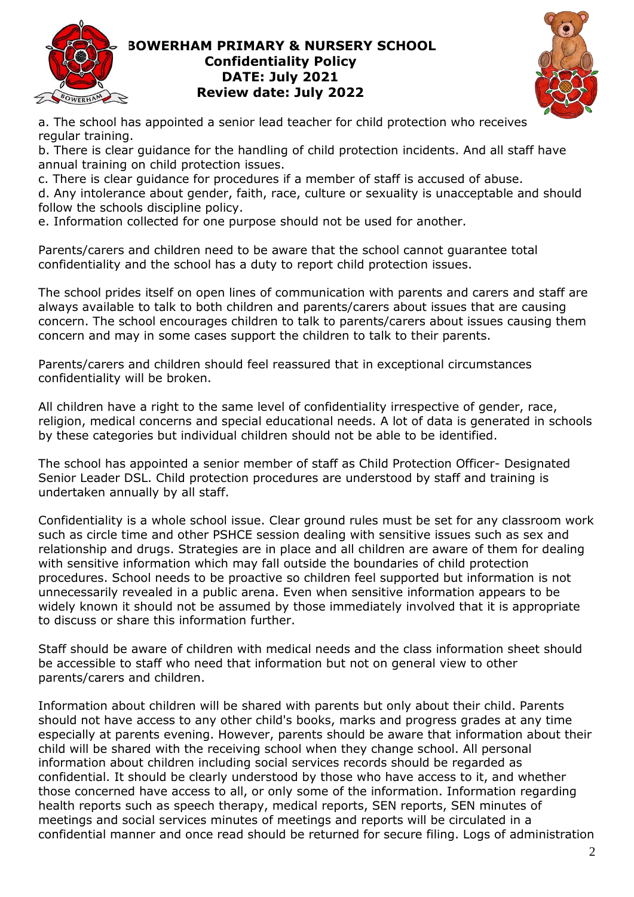a. The school has appointed a senior lead teacher for child protection who receives regular training.
b. There is clear guidance for the handling of child protection incidents. And all staff have annual training on child protection issues.
c. There is clear guidance for procedures if a member of staff is accused of abuse.
d. Any intolerance about gender, faith, race, culture or sexuality is unacceptable and should follow the schools discipline policy.
e. Information collected for one purpose should not be used for another.

Parents/carers and children need to be aware that the school cannot guarantee total confidentiality and the school has a duty to report child protection issues.

The school prides itself on open lines of communication with parents and carers and staff are always available to talk to both children and parents/carers about issues that are causing concern. The school encourages children to talk to parents/carers about issues causing them concern and may in some cases support the children to talk to their parents.

Parents/carers and children should feel reassured that in exceptional circumstances confidentiality will be broken.

All children have a right to the same level of confidentiality irrespective of gender, race, religion, medical concerns and special educational needs. A lot of data is generated in schools by these categories but individual children should not be able to be identified.

The school has appointed a senior member of staff as Child Protection Officer- Designated Senior Leader DSL. Child protection procedures are understood by staff and training is undertaken annually by all staff.

Confidentiality is a whole school issue. Clear ground rules must be set for any classroom work such as circle time and other PSHCE session dealing with sensitive issues such as sex and relationship and drugs. Strategies are in place and all children are aware of them for dealing with sensitive information which may fall outside the boundaries of child protection procedures. School needs to be proactive so children feel supported but information is not unnecessarily revealed in a public arena. Even when sensitive information appears to be widely known it should not be assumed by those immediately involved that it is appropriate to discuss or share this information further.

Staff should be aware of children with medical needs and the class information sheet should be accessible to staff who need that information but not on general view to other parents/carers and children.

Information about children will be shared with parents but only about their child. Parents should not have access to any other child's books, marks and progress grades at any time especially at parents evening. However, parents should be aware that information about their child will be shared with the receiving school when they change school. All personal information about children including social services records should be regarded as confidential. It should be clearly understood by those who have access to it, and whether those concerned have access to all, or only some of the information. Information regarding health reports such as speech therapy, medical reports, SEN reports, SEN minutes of meetings and social services minutes of meetings and reports will be circulated in a confidential manner and once read should be returned for secure filing. Logs of administration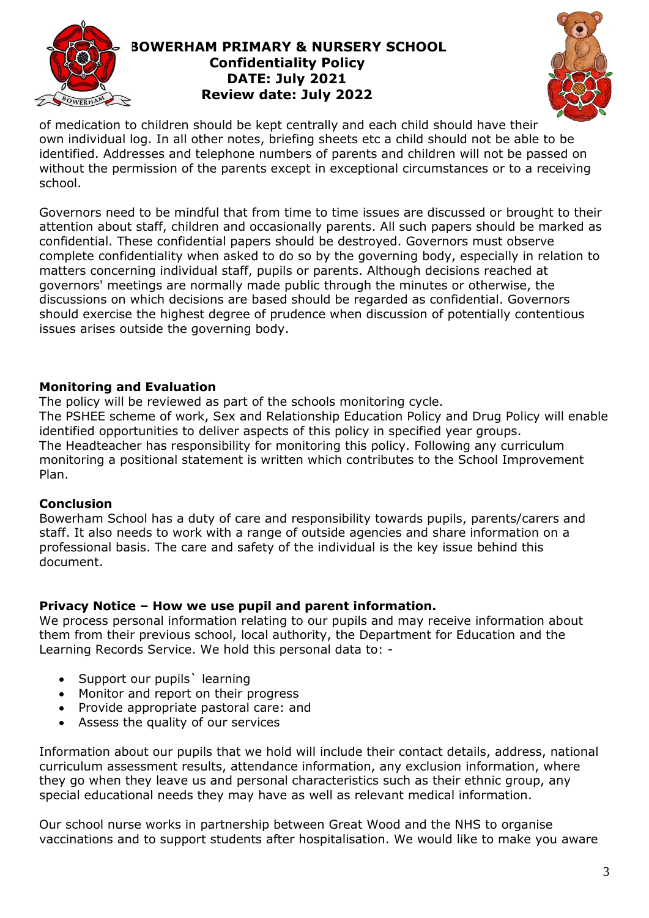of medication to children should be kept centrally and each child should have their own individual log. In all other notes, briefing sheets etc a child should not be able to be identified. Addresses and telephone numbers of parents and children will not be passed on without the permission of the parents except in exceptional circumstances or to a receiving school.

Governors need to be mindful that from time to time issues are discussed or brought to their attention about staff, children and occasionally parents. All such papers should be marked as confidential. These confidential papers should be destroyed. Governors must observe complete confidentiality when asked to do so by the governing body, especially in relation to matters concerning individual staff, pupils or parents. Although decisions reached at governors' meetings are normally made public through the minutes or otherwise, the discussions on which decisions are based should be regarded as confidential. Governors should exercise the highest degree of prudence when discussion of potentially contentious issues arises outside the governing body.

**Monitoring and Evaluation**

The policy will be reviewed as part of the schools monitoring cycle.
The PSHEE scheme of work, Sex and Relationship Education Policy and Drug Policy will enable identified opportunities to deliver aspects of this policy in specified year groups.
The Headteacher has responsibility for monitoring this policy. Following any curriculum monitoring a positional statement is written which contributes to the School Improvement Plan.

**Conclusion**

Bowerham School has a duty of care and responsibility towards pupils, parents/carers and staff. It also needs to work with a range of outside agencies and share information on a professional basis. The care and safety of the individual is the key issue behind this document.

**Privacy Notice – How we use pupil and parent information.**

We process personal information relating to our pupils and may receive information about them from their previous school, local authority, the Department for Education and the Learning Records Service. We hold this personal data to: -

- Support our pupils` learning
- Monitor and report on their progress
- Provide appropriate pastoral care: and
- Assess the quality of our services

Information about our pupils that we hold will include their contact details, address, national curriculum assessment results, attendance information, any exclusion information, where they go when they leave us and personal characteristics such as their ethnic group, any special educational needs they may have as well as relevant medical information.

Our school nurse works in partnership between Great Wood and the NHS to organise vaccinations and to support students after hospitalisation. We would like to make you aware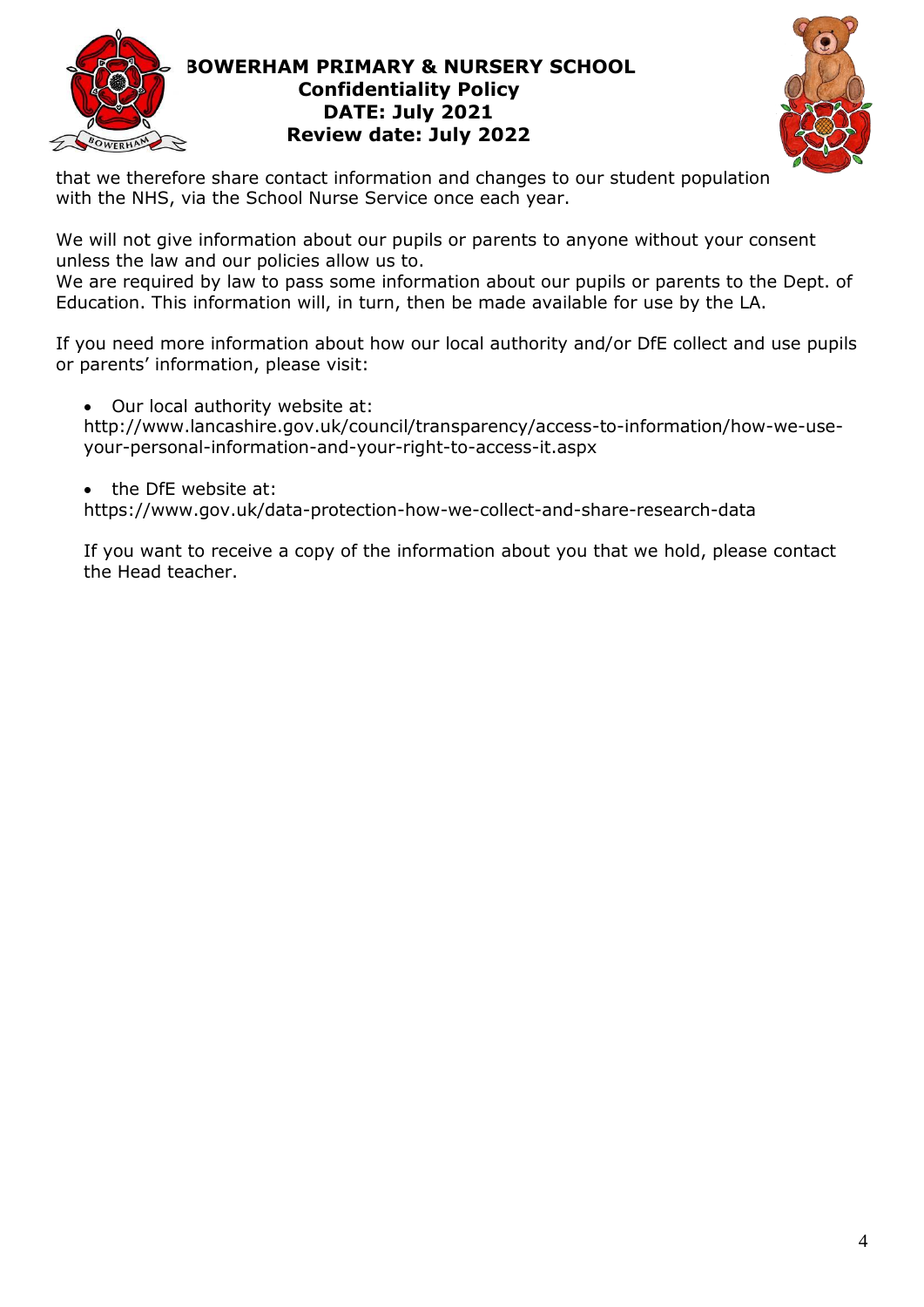that we therefore share contact information and changes to our student population with the NHS, via the School Nurse Service once each year.

We will not give information about our pupils or parents to anyone without your consent unless the law and our policies allow us to.
We are required by law to pass some information about our pupils or parents to the Dept. of Education. This information will, in turn, then be made available for use by the LA.

If you need more information about how our local authority and/or DfE collect and use pupils or parents' information, please visit:

- Our local authority website at: http://www.lancashire.gov.uk/council/transparency/access-to-information/how-we-use-your-personal-information-and-your-right-to-access-it.aspx
- the DfE website at: https://www.gov.uk/data-protection-how-we-collect-and-share-research-data

If you want to receive a copy of the information about you that we hold, please contact the Head teacher.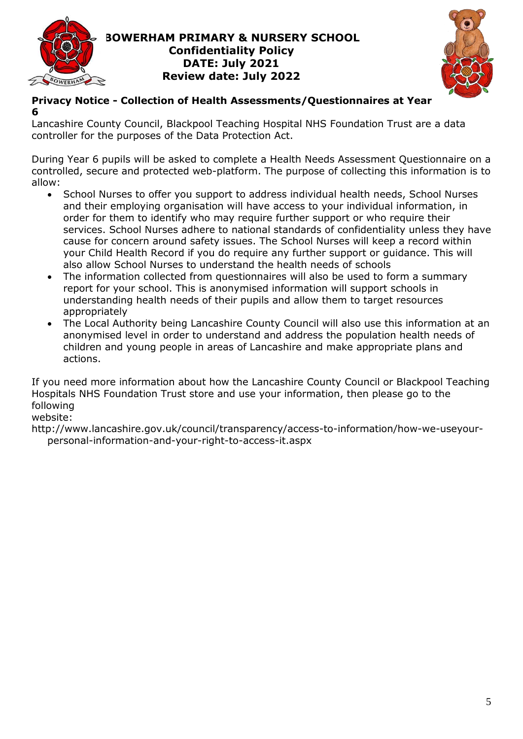**Privacy Notice - Collection of Health Assessments/Questionnaires at Year 6**

Lancashire County Council, Blackpool Teaching Hospital NHS Foundation Trust are a data controller for the purposes of the Data Protection Act.

During Year 6 pupils will be asked to complete a Health Needs Assessment Questionnaire on a controlled, secure and protected web-platform. The purpose of collecting this information is to allow:

- School Nurses to offer you support to address individual health needs, School Nurses and their employing organisation will have access to your individual information, in order for them to identify who may require further support or who require their services. School Nurses adhere to national standards of confidentiality unless they have cause for concern around safety issues. The School Nurses will keep a record within your Child Health Record if you do require any further support or guidance. This will also allow School Nurses to understand the health needs of schools
- The information collected from questionnaires will also be used to form a summary report for your school. This is anonymised information will support schools in understanding health needs of their pupils and allow them to target resources appropriately
- The Local Authority being Lancashire County Council will also use this information at an anonymised level in order to understand and address the population health needs of children and young people in areas of Lancashire and make appropriate plans and actions.

If you need more information about how the Lancashire County Council or Blackpool Teaching Hospitals NHS Foundation Trust store and use your information, then please go to the following website:
http://www.lancashire.gov.uk/council/transparency/access-to-information/how-we-useyour-personal-information-and-your-right-to-access-it.aspx